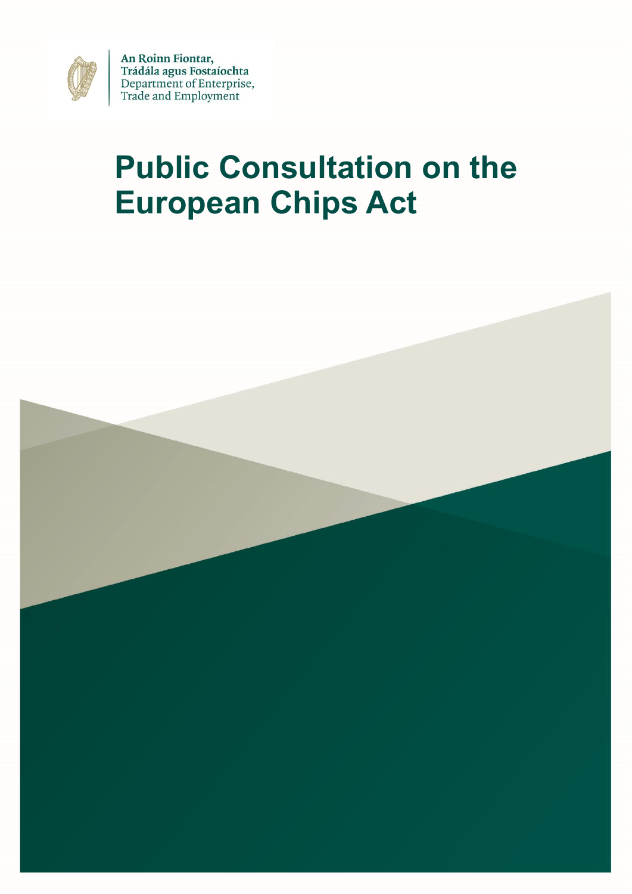An Roinn Fiontar,
Trádála agus Fostaíochta
Department of Enterprise,
Trade and Employment

# Public Consultation on the European Chips Act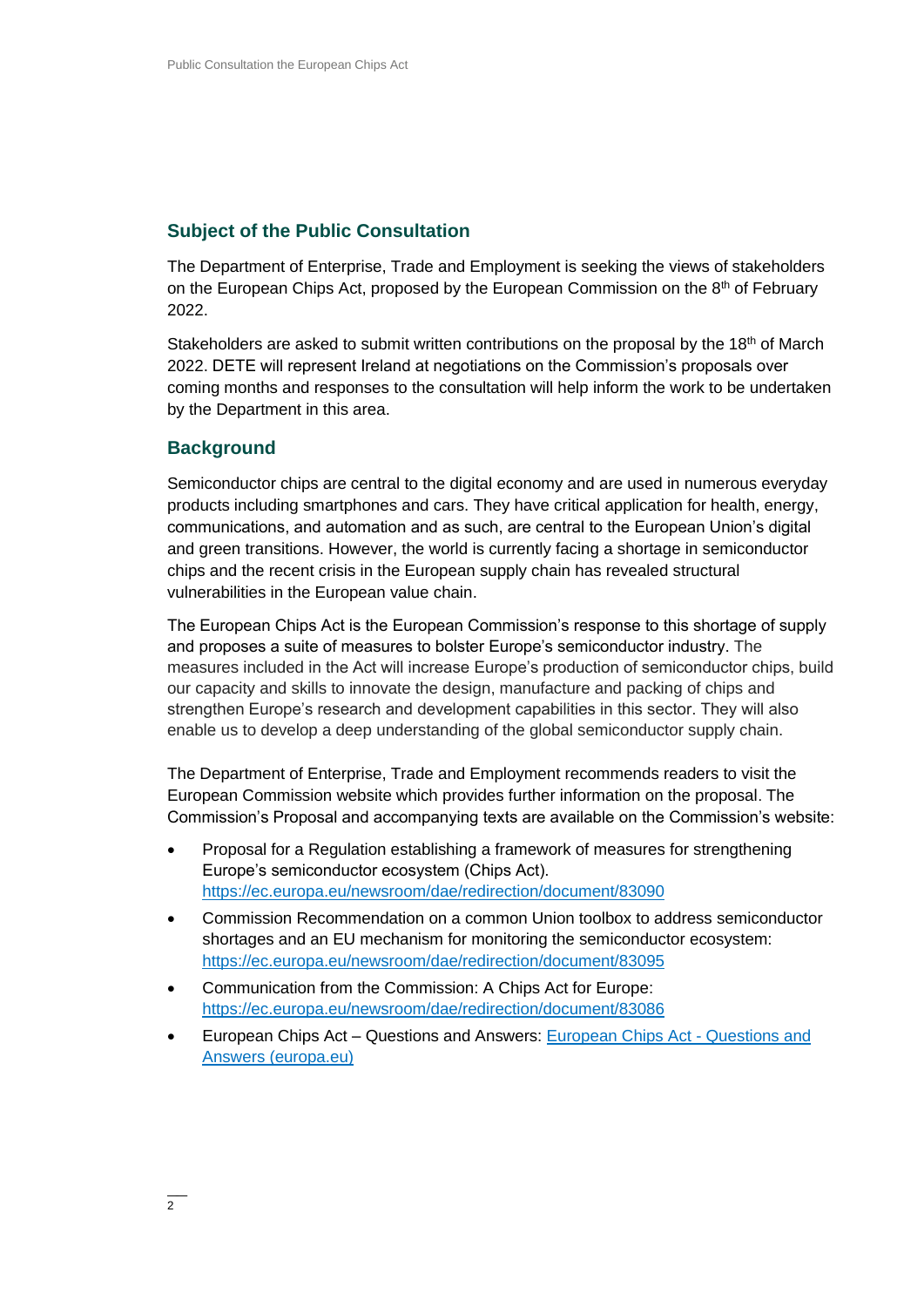## Subject of the Public Consultation

The Department of Enterprise, Trade and Employment is seeking the views of stakeholders on the European Chips Act, proposed by the European Commission on the 8th of February 2022.

Stakeholders are asked to submit written contributions on the proposal by the 18th of March 2022. DETE will represent Ireland at negotiations on the Commission's proposals over coming months and responses to the consultation will help inform the work to be undertaken by the Department in this area.

## Background

Semiconductor chips are central to the digital economy and are used in numerous everyday products including smartphones and cars. They have critical application for health, energy, communications, and automation and as such, are central to the European Union's digital and green transitions. However, the world is currently facing a shortage in semiconductor chips and the recent crisis in the European supply chain has revealed structural vulnerabilities in the European value chain.

The European Chips Act is the European Commission's response to this shortage of supply and proposes a suite of measures to bolster Europe's semiconductor industry. The measures included in the Act will increase Europe's production of semiconductor chips, build our capacity and skills to innovate the design, manufacture and packing of chips and strengthen Europe's research and development capabilities in this sector. They will also enable us to develop a deep understanding of the global semiconductor supply chain.

The Department of Enterprise, Trade and Employment recommends readers to visit the European Commission website which provides further information on the proposal. The Commission's Proposal and accompanying texts are available on the Commission's website:

- Proposal for a Regulation establishing a framework of measures for strengthening Europe's semiconductor ecosystem (Chips Act). https://ec.europa.eu/newsroom/dae/redirection/document/83090
- Commission Recommendation on a common Union toolbox to address semiconductor shortages and an EU mechanism for monitoring the semiconductor ecosystem: https://ec.europa.eu/newsroom/dae/redirection/document/83095
- Communication from the Commission: A Chips Act for Europe: https://ec.europa.eu/newsroom/dae/redirection/document/83086
- European Chips Act – Questions and Answers: European Chips Act - Questions and Answers (europa.eu)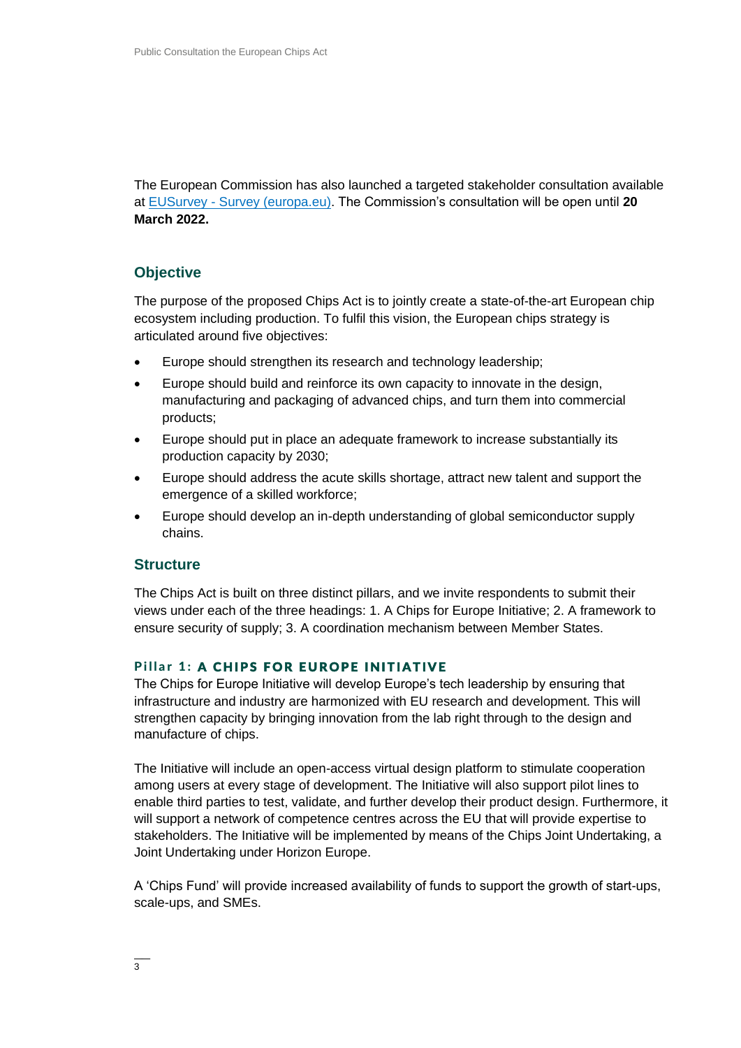The European Commission has also launched a targeted stakeholder consultation available at [EUSurvey - Survey (europa.eu)](). The Commission's consultation will be open until **20 March 2022.**

## Objective

The purpose of the proposed Chips Act is to jointly create a state-of-the-art European chip ecosystem including production. To fulfil this vision, the European chips strategy is articulated around five objectives:

- Europe should strengthen its research and technology leadership;
- Europe should build and reinforce its own capacity to innovate in the design, manufacturing and packaging of advanced chips, and turn them into commercial products;
- Europe should put in place an adequate framework to increase substantially its production capacity by 2030;
- Europe should address the acute skills shortage, attract new talent and support the emergence of a skilled workforce;
- Europe should develop an in-depth understanding of global semiconductor supply chains.

## Structure

The Chips Act is built on three distinct pillars, and we invite respondents to submit their views under each of the three headings: 1. A Chips for Europe Initiative; 2. A framework to ensure security of supply; 3. A coordination mechanism between Member States.

### Pillar 1: A CHIPS FOR EUROPE INITIATIVE

The Chips for Europe Initiative will develop Europe's tech leadership by ensuring that infrastructure and industry are harmonized with EU research and development. This will strengthen capacity by bringing innovation from the lab right through to the design and manufacture of chips.

The Initiative will include an open-access virtual design platform to stimulate cooperation among users at every stage of development. The Initiative will also support pilot lines to enable third parties to test, validate, and further develop their product design. Furthermore, it will support a network of competence centres across the EU that will provide expertise to stakeholders. The Initiative will be implemented by means of the Chips Joint Undertaking, a Joint Undertaking under Horizon Europe.

A 'Chips Fund' will provide increased availability of funds to support the growth of start-ups, scale-ups, and SMEs.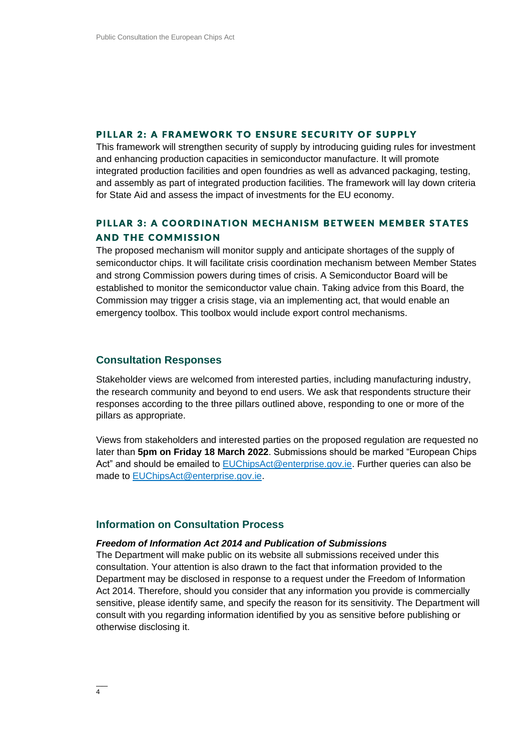### PILLAR 2: A FRAMEWORK TO ENSURE SECURITY OF SUPPLY

This framework will strengthen security of supply by introducing guiding rules for investment and enhancing production capacities in semiconductor manufacture. It will promote integrated production facilities and open foundries as well as advanced packaging, testing, and assembly as part of integrated production facilities. The framework will lay down criteria for State Aid and assess the impact of investments for the EU economy.

### PILLAR 3: A COORDINATION MECHANISM BETWEEN MEMBER STATES AND THE COMMISSION

The proposed mechanism will monitor supply and anticipate shortages of the supply of semiconductor chips. It will facilitate crisis coordination mechanism between Member States and strong Commission powers during times of crisis. A Semiconductor Board will be established to monitor the semiconductor value chain. Taking advice from this Board, the Commission may trigger a crisis stage, via an implementing act, that would enable an emergency toolbox. This toolbox would include export control mechanisms.

## Consultation Responses

Stakeholder views are welcomed from interested parties, including manufacturing industry, the research community and beyond to end users. We ask that respondents structure their responses according to the three pillars outlined above, responding to one or more of the pillars as appropriate.

Views from stakeholders and interested parties on the proposed regulation are requested no later than **5pm on Friday 18 March 2022**. Submissions should be marked "European Chips Act" and should be emailed to EUChipsAct@enterprise.gov.ie. Further queries can also be made to EUChipsAct@enterprise.gov.ie.

## Information on Consultation Process

***Freedom of Information Act 2014 and Publication of Submissions***

The Department will make public on its website all submissions received under this consultation. Your attention is also drawn to the fact that information provided to the Department may be disclosed in response to a request under the Freedom of Information Act 2014. Therefore, should you consider that any information you provide is commercially sensitive, please identify same, and specify the reason for its sensitivity. The Department will consult with you regarding information identified by you as sensitive before publishing or otherwise disclosing it.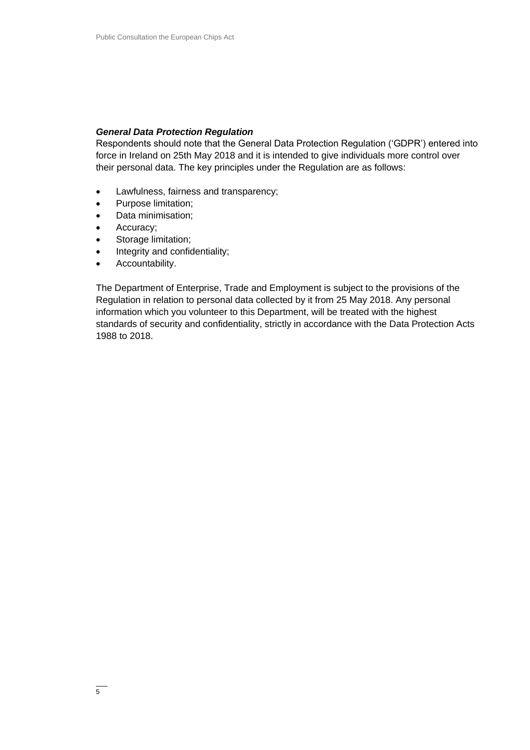***General Data Protection Regulation***

Respondents should note that the General Data Protection Regulation ('GDPR') entered into force in Ireland on 25th May 2018 and it is intended to give individuals more control over their personal data. The key principles under the Regulation are as follows:

- Lawfulness, fairness and transparency;
- Purpose limitation;
- Data minimisation;
- Accuracy;
- Storage limitation;
- Integrity and confidentiality;
- Accountability.

The Department of Enterprise, Trade and Employment is subject to the provisions of the Regulation in relation to personal data collected by it from 25 May 2018. Any personal information which you volunteer to this Department, will be treated with the highest standards of security and confidentiality, strictly in accordance with the Data Protection Acts 1988 to 2018.